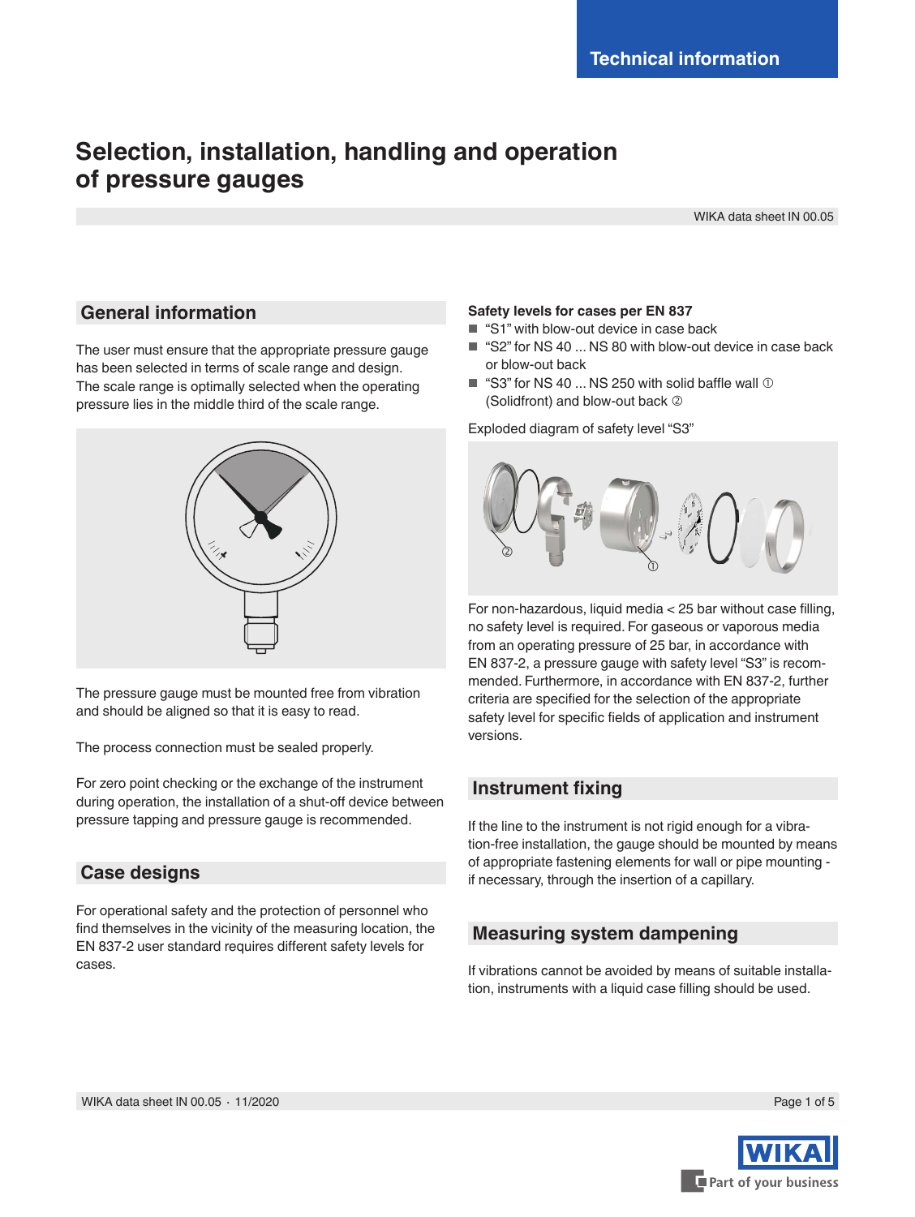# Selection, installation, handling and operation of pressure gauges

WIKA data sheet IN 00.05

## General information

The user must ensure that the appropriate pressure gauge has been selected in terms of scale range and design. The scale range is optimally selected when the operating pressure lies in the middle third of the scale range.

The pressure gauge must be mounted free from vibration and should be aligned so that it is easy to read.

The process connection must be sealed properly.

For zero point checking or the exchange of the instrument during operation, the installation of a shut-off device between pressure tapping and pressure gauge is recommended.

## Case designs

For operational safety and the protection of personnel who find themselves in the vicinity of the measuring location, the EN 837-2 user standard requires different safety levels for cases.

**Safety levels for cases per EN 837**

- "S1" with blow-out device in case back
- "S2" for NS 40 ... NS 80 with blow-out device in case back or blow-out back
- "S3" for NS 40 ... NS 250 with solid baffle wall ① (Solidfront) and blow-out back ②

Exploded diagram of safety level "S3"

For non-hazardous, liquid media < 25 bar without case filling, no safety level is required. For gaseous or vaporous media from an operating pressure of 25 bar, in accordance with EN 837-2, a pressure gauge with safety level "S3" is recommended. Furthermore, in accordance with EN 837-2, further criteria are specified for the selection of the appropriate safety level for specific fields of application and instrument versions.

## Instrument fixing

If the line to the instrument is not rigid enough for a vibration-free installation, the gauge should be mounted by means of appropriate fastening elements for wall or pipe mounting - if necessary, through the insertion of a capillary.

## Measuring system dampening

If vibrations cannot be avoided by means of suitable installation, instruments with a liquid case filling should be used.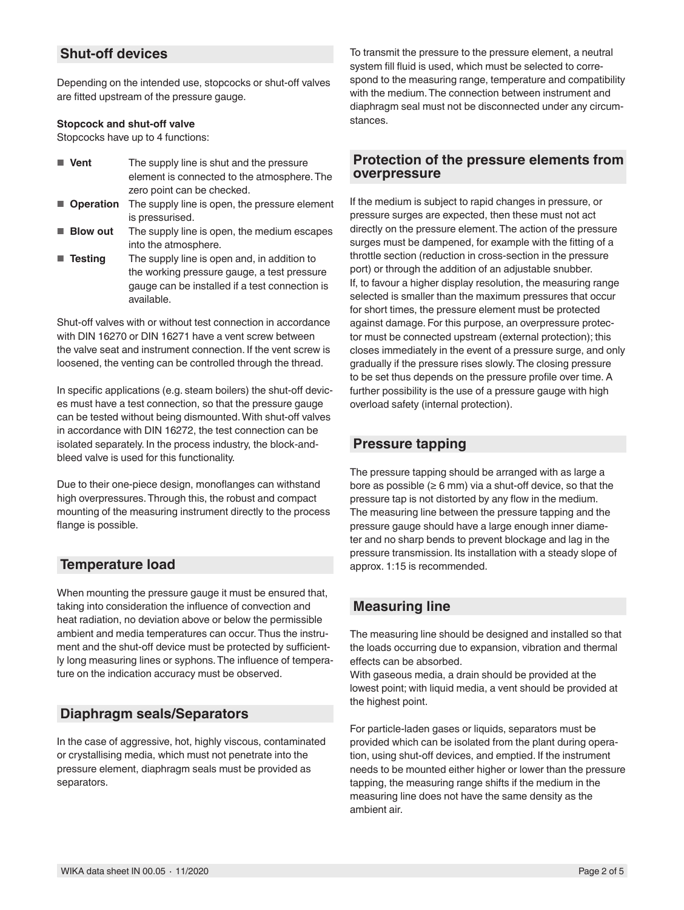## Shut-off devices

Depending on the intended use, stopcocks or shut-off valves are fitted upstream of the pressure gauge.

**Stopcock and shut-off valve**

Stopcocks have up to 4 functions:

- **Vent** The supply line is shut and the pressure element is connected to the atmosphere. The zero point can be checked.
- **Operation** The supply line is open, the pressure element is pressurised.
- **Blow out** The supply line is open, the medium escapes into the atmosphere.
- **Testing** The supply line is open and, in addition to the working pressure gauge, a test pressure gauge can be installed if a test connection is available.

Shut-off valves with or without test connection in accordance with DIN 16270 or DIN 16271 have a vent screw between the valve seat and instrument connection. If the vent screw is loosened, the venting can be controlled through the thread.

In specific applications (e.g. steam boilers) the shut-off devices must have a test connection, so that the pressure gauge can be tested without being dismounted. With shut-off valves in accordance with DIN 16272, the test connection can be isolated separately. In the process industry, the block-and-bleed valve is used for this functionality.

Due to their one-piece design, monoflanges can withstand high overpressures. Through this, the robust and compact mounting of the measuring instrument directly to the process flange is possible.

## Temperature load

When mounting the pressure gauge it must be ensured that, taking into consideration the influence of convection and heat radiation, no deviation above or below the permissible ambient and media temperatures can occur. Thus the instrument and the shut-off device must be protected by sufficiently long measuring lines or syphons. The influence of temperature on the indication accuracy must be observed.

## Diaphragm seals/Separators

In the case of aggressive, hot, highly viscous, contaminated or crystallising media, which must not penetrate into the pressure element, diaphragm seals must be provided as separators.

To transmit the pressure to the pressure element, a neutral system fill fluid is used, which must be selected to correspond to the measuring range, temperature and compatibility with the medium. The connection between instrument and diaphragm seal must not be disconnected under any circumstances.

## Protection of the pressure elements from overpressure

If the medium is subject to rapid changes in pressure, or pressure surges are expected, then these must not act directly on the pressure element. The action of the pressure surges must be dampened, for example with the fitting of a throttle section (reduction in cross-section in the pressure port) or through the addition of an adjustable snubber.
If, to favour a higher display resolution, the measuring range selected is smaller than the maximum pressures that occur for short times, the pressure element must be protected against damage. For this purpose, an overpressure protector must be connected upstream (external protection); this closes immediately in the event of a pressure surge, and only gradually if the pressure rises slowly. The closing pressure to be set thus depends on the pressure profile over time. A further possibility is the use of a pressure gauge with high overload safety (internal protection).

## Pressure tapping

The pressure tapping should be arranged with as large a bore as possible (≥ 6 mm) via a shut-off device, so that the pressure tap is not distorted by any flow in the medium.
The measuring line between the pressure tapping and the pressure gauge should have a large enough inner diameter and no sharp bends to prevent blockage and lag in the pressure transmission. Its installation with a steady slope of approx. 1:15 is recommended.

## Measuring line

The measuring line should be designed and installed so that the loads occurring due to expansion, vibration and thermal effects can be absorbed.
With gaseous media, a drain should be provided at the lowest point; with liquid media, a vent should be provided at the highest point.

For particle-laden gases or liquids, separators must be provided which can be isolated from the plant during operation, using shut-off devices, and emptied. If the instrument needs to be mounted either higher or lower than the pressure tapping, the measuring range shifts if the medium in the measuring line does not have the same density as the ambient air.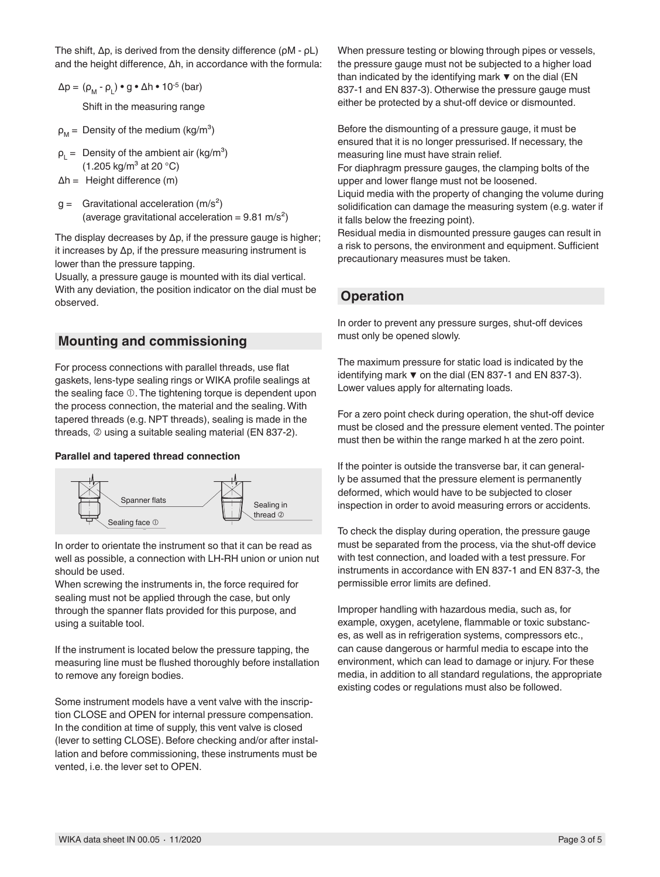The shift, Δp, is derived from the density difference (ρM - ρL) and the height difference, Δh, in accordance with the formula:

$$\Delta p = (\rho_M - \rho_L) \cdot g \cdot \Delta h \cdot 10^{-5} \text{ (bar)}$$

Shift in the measuring range

$\rho_M$ = Density of the medium (kg/m³)

$\rho_L$ = Density of the ambient air (kg/m³) (1.205 kg/m³ at 20 °C)

Δh = Height difference (m)

g = Gravitational acceleration (m/s²) (average gravitational acceleration = 9.81 m/s²)

The display decreases by Δp, if the pressure gauge is higher; it increases by Δp, if the pressure measuring instrument is lower than the pressure tapping.
Usually, a pressure gauge is mounted with its dial vertical. With any deviation, the position indicator on the dial must be observed.

## Mounting and commissioning

For process connections with parallel threads, use flat gaskets, lens-type sealing rings or WIKA profile sealings at the sealing face ①. The tightening torque is dependent upon the process connection, the material and the sealing. With tapered threads (e.g. NPT threads), sealing is made in the threads, ② using a suitable sealing material (EN 837-2).

**Parallel and tapered thread connection**

Spanner flats
Sealing face ①
Sealing in thread ②

In order to orientate the instrument so that it can be read as well as possible, a connection with LH-RH union or union nut should be used.
When screwing the instruments in, the force required for sealing must not be applied through the case, but only through the spanner flats provided for this purpose, and using a suitable tool.

If the instrument is located below the pressure tapping, the measuring line must be flushed thoroughly before installation to remove any foreign bodies.

Some instrument models have a vent valve with the inscription CLOSE and OPEN for internal pressure compensation. In the condition at time of supply, this vent valve is closed (lever to setting CLOSE). Before checking and/or after installation and before commissioning, these instruments must be vented, i.e. the lever set to OPEN.

When pressure testing or blowing through pipes or vessels, the pressure gauge must not be subjected to a higher load than indicated by the identifying mark ▼ on the dial (EN 837-1 and EN 837-3). Otherwise the pressure gauge must either be protected by a shut-off device or dismounted.

Before the dismounting of a pressure gauge, it must be ensured that it is no longer pressurised. If necessary, the measuring line must have strain relief.
For diaphragm pressure gauges, the clamping bolts of the upper and lower flange must not be loosened.
Liquid media with the property of changing the volume during solidification can damage the measuring system (e.g. water if it falls below the freezing point).
Residual media in dismounted pressure gauges can result in a risk to persons, the environment and equipment. Sufficient precautionary measures must be taken.

## Operation

In order to prevent any pressure surges, shut-off devices must only be opened slowly.

The maximum pressure for static load is indicated by the identifying mark ▼ on the dial (EN 837-1 and EN 837-3). Lower values apply for alternating loads.

For a zero point check during operation, the shut-off device must be closed and the pressure element vented. The pointer must then be within the range marked h at the zero point.

If the pointer is outside the transverse bar, it can generally be assumed that the pressure element is permanently deformed, which would have to be subjected to closer inspection in order to avoid measuring errors or accidents.

To check the display during operation, the pressure gauge must be separated from the process, via the shut-off device with test connection, and loaded with a test pressure. For instruments in accordance with EN 837-1 and EN 837-3, the permissible error limits are defined.

Improper handling with hazardous media, such as, for example, oxygen, acetylene, flammable or toxic substances, as well as in refrigeration systems, compressors etc., can cause dangerous or harmful media to escape into the environment, which can lead to damage or injury. For these media, in addition to all standard regulations, the appropriate existing codes or regulations must also be followed.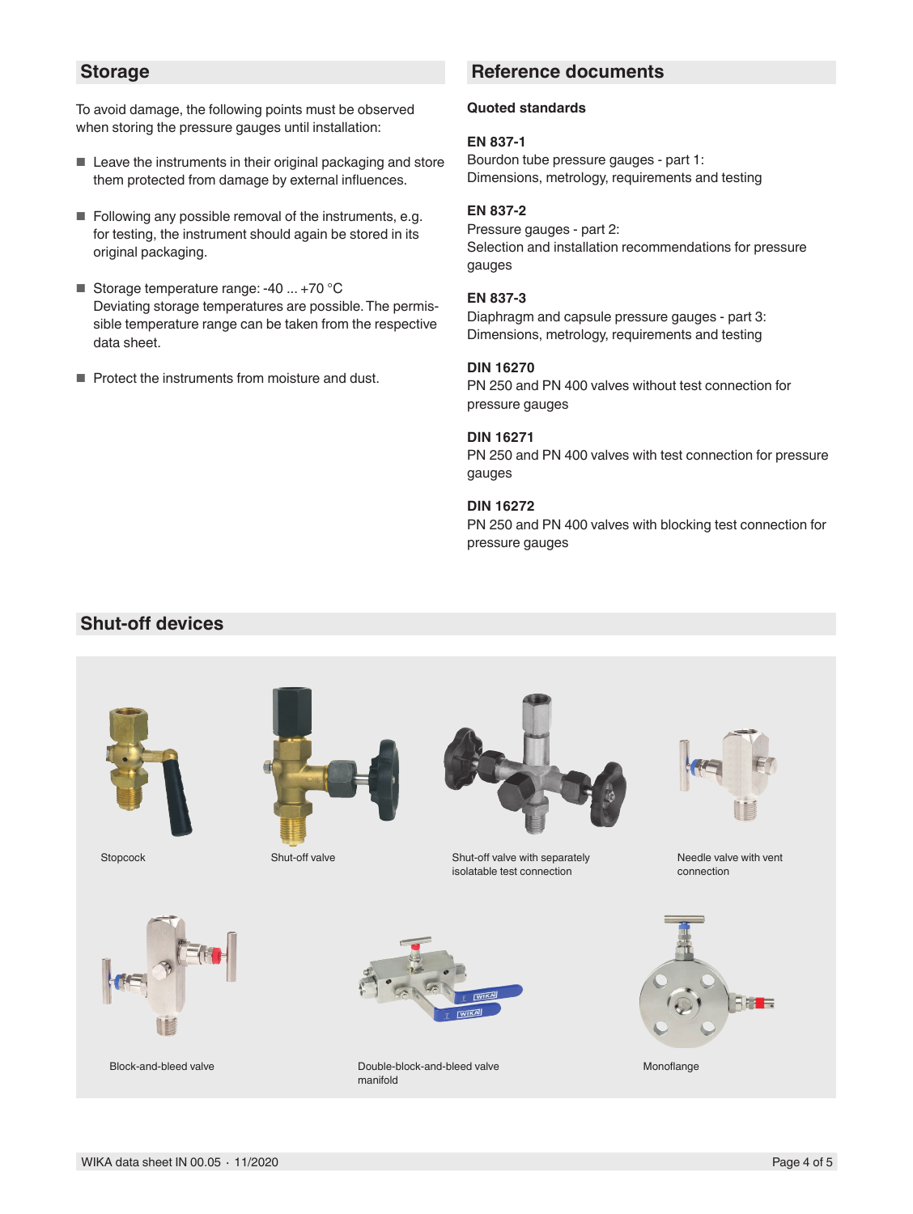## Storage

To avoid damage, the following points must be observed when storing the pressure gauges until installation:

- Leave the instruments in their original packaging and store them protected from damage by external influences.
- Following any possible removal of the instruments, e.g. for testing, the instrument should again be stored in its original packaging.
- Storage temperature range: -40 ... +70 °C
  Deviating storage temperatures are possible. The permissible temperature range can be taken from the respective data sheet.
- Protect the instruments from moisture and dust.

## Reference documents

**Quoted standards**

**EN 837-1**
Bourdon tube pressure gauges - part 1:
Dimensions, metrology, requirements and testing

**EN 837-2**
Pressure gauges - part 2:
Selection and installation recommendations for pressure gauges

**EN 837-3**
Diaphragm and capsule pressure gauges - part 3:
Dimensions, metrology, requirements and testing

**DIN 16270**
PN 250 and PN 400 valves without test connection for pressure gauges

**DIN 16271**
PN 250 and PN 400 valves with test connection for pressure gauges

**DIN 16272**
PN 250 and PN 400 valves with blocking test connection for pressure gauges

## Shut-off devices

Stopcock

Shut-off valve

Shut-off valve with separately isolatable test connection

Needle valve with vent connection

Block-and-bleed valve

Double-block-and-bleed valve manifold

Monoflange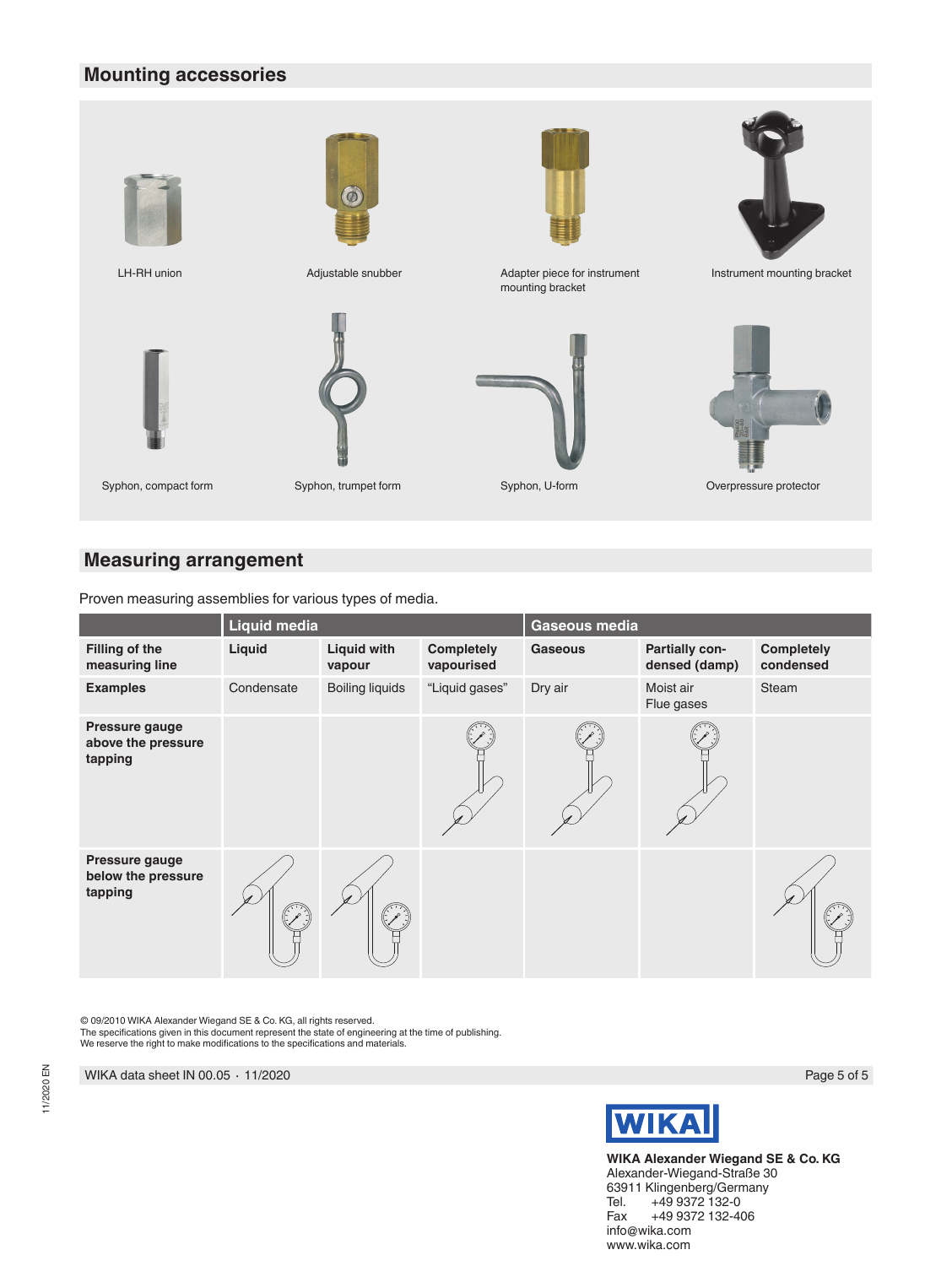## Mounting accessories

LH-RH union

Adjustable snubber

Adapter piece for instrument mounting bracket

Instrument mounting bracket

Syphon, compact form

Syphon, trumpet form

Syphon, U-form

Overpressure protector

## Measuring arrangement

Proven measuring assemblies for various types of media.

| | Liquid media | | | Gaseous media | | |
|---|---|---|---|---|---|---|
| **Filling of the measuring line** | **Liquid** | **Liquid with vapour** | **Completely vapourised** | **Gaseous** | **Partially con-densed (damp)** | **Completely condensed** |
| **Examples** | Condensate | Boiling liquids | "Liquid gases" | Dry air | Moist air<br>Flue gases | Steam |
| **Pressure gauge above the pressure tapping** | | | | | | |
| **Pressure gauge below the pressure tapping** | | | | | | |

© 09/2010 WIKA Alexander Wiegand SE & Co. KG, all rights reserved.
The specifications given in this document represent the state of engineering at the time of publishing.
We reserve the right to make modifications to the specifications and materials.

**WIKA Alexander Wiegand SE & Co. KG**
Alexander-Wiegand-Straße 30
63911 Klingenberg/Germany
Tel. +49 9372 132-0
Fax +49 9372 132-406
info@wika.com
www.wika.com